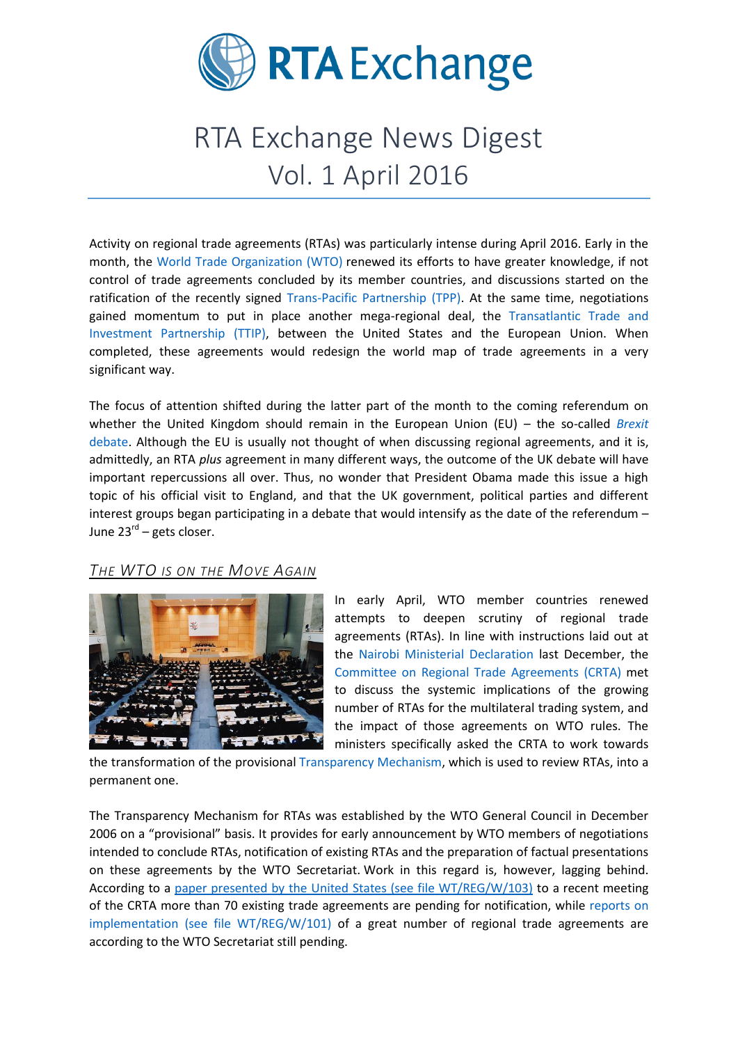# RTA Exchange News Digest
# Vol. 1 April 2016

Activity on regional trade agreements (RTAs) was particularly intense during April 2016. Early in the month, the World Trade Organization (WTO) renewed its efforts to have greater knowledge, if not control of trade agreements concluded by its member countries, and discussions started on the ratification of the recently signed Trans-Pacific Partnership (TPP). At the same time, negotiations gained momentum to put in place another mega-regional deal, the Transatlantic Trade and Investment Partnership (TTIP), between the United States and the European Union. When completed, these agreements would redesign the world map of trade agreements in a very significant way.

The focus of attention shifted during the latter part of the month to the coming referendum on whether the United Kingdom should remain in the European Union (EU) – the so-called *Brexit* debate. Although the EU is usually not thought of when discussing regional agreements, and it is, admittedly, an RTA *plus* agreement in many different ways, the outcome of the UK debate will have important repercussions all over. Thus, no wonder that President Obama made this issue a high topic of his official visit to England, and that the UK government, political parties and different interest groups began participating in a debate that would intensify as the date of the referendum – June 23rd – gets closer.

## The WTO is on the Move Again

In early April, WTO member countries renewed attempts to deepen scrutiny of regional trade agreements (RTAs). In line with instructions laid out at the Nairobi Ministerial Declaration last December, the Committee on Regional Trade Agreements (CRTA) met to discuss the systemic implications of the growing number of RTAs for the multilateral trading system, and the impact of those agreements on WTO rules. The ministers specifically asked the CRTA to work towards the transformation of the provisional Transparency Mechanism, which is used to review RTAs, into a permanent one.

The Transparency Mechanism for RTAs was established by the WTO General Council in December 2006 on a "provisional" basis. It provides for early announcement by WTO members of negotiations intended to conclude RTAs, notification of existing RTAs and the preparation of factual presentations on these agreements by the WTO Secretariat. Work in this regard is, however, lagging behind. According to a paper presented by the United States (see file WT/REG/W/103) to a recent meeting of the CRTA more than 70 existing trade agreements are pending for notification, while reports on implementation (see file WT/REG/W/101) of a great number of regional trade agreements are according to the WTO Secretariat still pending.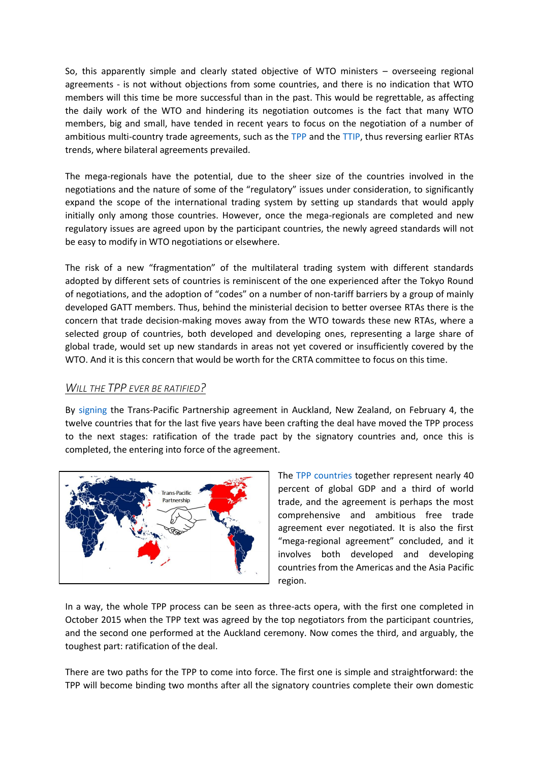So, this apparently simple and clearly stated objective of WTO ministers – overseeing regional agreements - is not without objections from some countries, and there is no indication that WTO members will this time be more successful than in the past. This would be regrettable, as affecting the daily work of the WTO and hindering its negotiation outcomes is the fact that many WTO members, big and small, have tended in recent years to focus on the negotiation of a number of ambitious multi-country trade agreements, such as the TPP and the TTIP, thus reversing earlier RTAs trends, where bilateral agreements prevailed.

The mega-regionals have the potential, due to the sheer size of the countries involved in the negotiations and the nature of some of the "regulatory" issues under consideration, to significantly expand the scope of the international trading system by setting up standards that would apply initially only among those countries. However, once the mega-regionals are completed and new regulatory issues are agreed upon by the participant countries, the newly agreed standards will not be easy to modify in WTO negotiations or elsewhere.

The risk of a new "fragmentation" of the multilateral trading system with different standards adopted by different sets of countries is reminiscent of the one experienced after the Tokyo Round of negotiations, and the adoption of "codes" on a number of non-tariff barriers by a group of mainly developed GATT members. Thus, behind the ministerial decision to better oversee RTAs there is the concern that trade decision-making moves away from the WTO towards these new RTAs, where a selected group of countries, both developed and developing ones, representing a large share of global trade, would set up new standards in areas not yet covered or insufficiently covered by the WTO. And it is this concern that would be worth for the CRTA committee to focus on this time.

## *Will the TPP ever be ratified?*

By signing the Trans-Pacific Partnership agreement in Auckland, New Zealand, on February 4, the twelve countries that for the last five years have been crafting the deal have moved the TPP process to the next stages: ratification of the trade pact by the signatory countries and, once this is completed, the entering into force of the agreement.

The TPP countries together represent nearly 40 percent of global GDP and a third of world trade, and the agreement is perhaps the most comprehensive and ambitious free trade agreement ever negotiated. It is also the first "mega-regional agreement" concluded, and it involves both developed and developing countries from the Americas and the Asia Pacific region.

In a way, the whole TPP process can be seen as three-acts opera, with the first one completed in October 2015 when the TPP text was agreed by the top negotiators from the participant countries, and the second one performed at the Auckland ceremony. Now comes the third, and arguably, the toughest part: ratification of the deal.

There are two paths for the TPP to come into force. The first one is simple and straightforward: the TPP will become binding two months after all the signatory countries complete their own domestic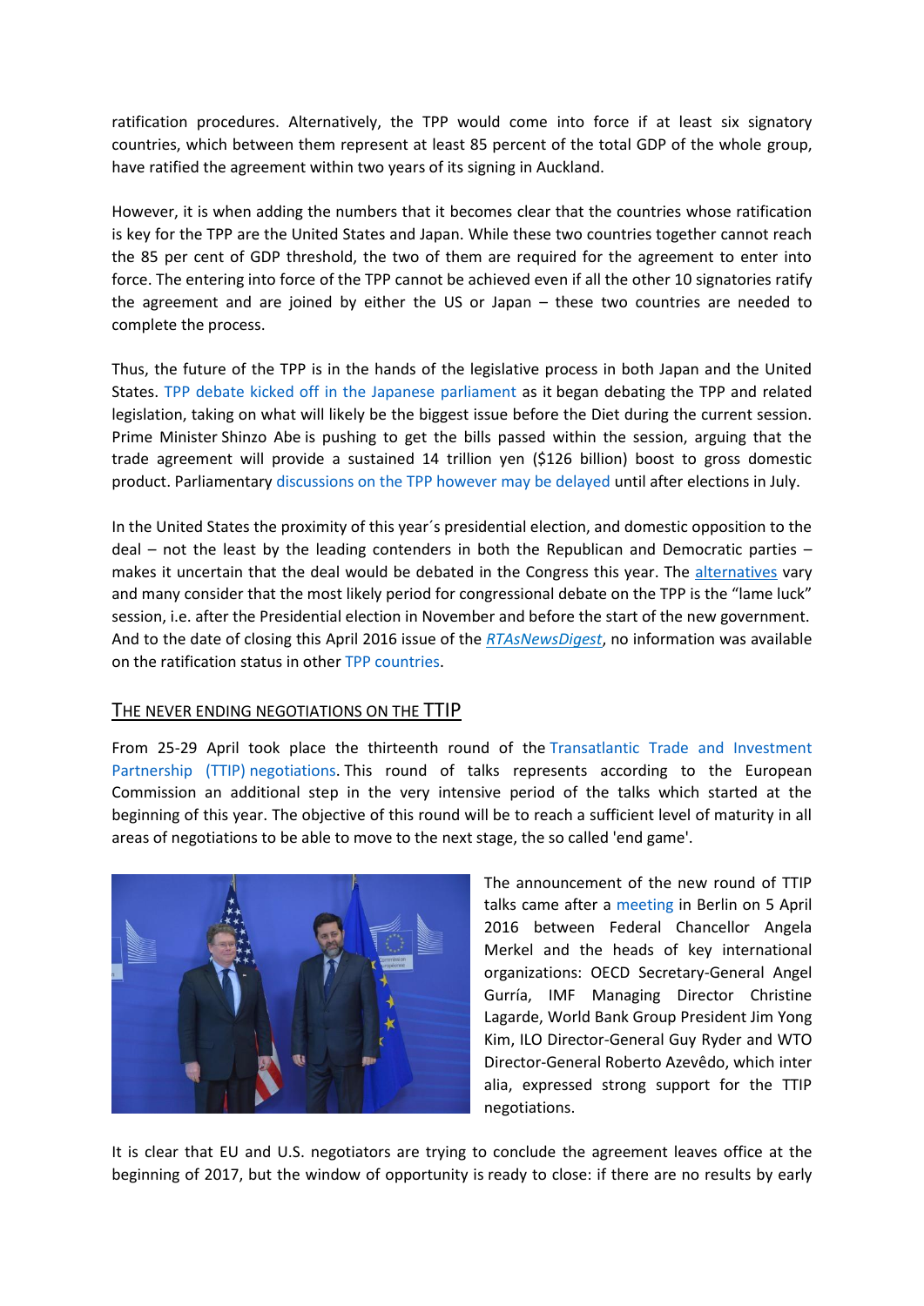ratification procedures. Alternatively, the TPP would come into force if at least six signatory countries, which between them represent at least 85 percent of the total GDP of the whole group, have ratified the agreement within two years of its signing in Auckland.

However, it is when adding the numbers that it becomes clear that the countries whose ratification is key for the TPP are the United States and Japan. While these two countries together cannot reach the 85 per cent of GDP threshold, the two of them are required for the agreement to enter into force. The entering into force of the TPP cannot be achieved even if all the other 10 signatories ratify the agreement and are joined by either the US or Japan – these two countries are needed to complete the process.

Thus, the future of the TPP is in the hands of the legislative process in both Japan and the United States. TPP debate kicked off in the Japanese parliament as it began debating the TPP and related legislation, taking on what will likely be the biggest issue before the Diet during the current session. Prime Minister Shinzo Abe is pushing to get the bills passed within the session, arguing that the trade agreement will provide a sustained 14 trillion yen ($126 billion) boost to gross domestic product. Parliamentary discussions on the TPP however may be delayed until after elections in July.

In the United States the proximity of this year´s presidential election, and domestic opposition to the deal – not the least by the leading contenders in both the Republican and Democratic parties – makes it uncertain that the deal would be debated in the Congress this year. The alternatives vary and many consider that the most likely period for congressional debate on the TPP is the "lame luck" session, i.e. after the Presidential election in November and before the start of the new government. And to the date of closing this April 2016 issue of the *RTAsNewsDigest*, no information was available on the ratification status in other TPP countries.

## THE NEVER ENDING NEGOTIATIONS ON THE TTIP

From 25-29 April took place the thirteenth round of the Transatlantic Trade and Investment Partnership (TTIP) negotiations. This round of talks represents according to the European Commission an additional step in the very intensive period of the talks which started at the beginning of this year. The objective of this round will be to reach a sufficient level of maturity in all areas of negotiations to be able to move to the next stage, the so called 'end game'.

The announcement of the new round of TTIP talks came after a meeting in Berlin on 5 April 2016 between Federal Chancellor Angela Merkel and the heads of key international organizations: OECD Secretary-General Angel Gurría, IMF Managing Director Christine Lagarde, World Bank Group President Jim Yong Kim, ILO Director-General Guy Ryder and WTO Director-General Roberto Azevêdo, which inter alia, expressed strong support for the TTIP negotiations.

It is clear that EU and U.S. negotiators are trying to conclude the agreement leaves office at the beginning of 2017, but the window of opportunity is ready to close: if there are no results by early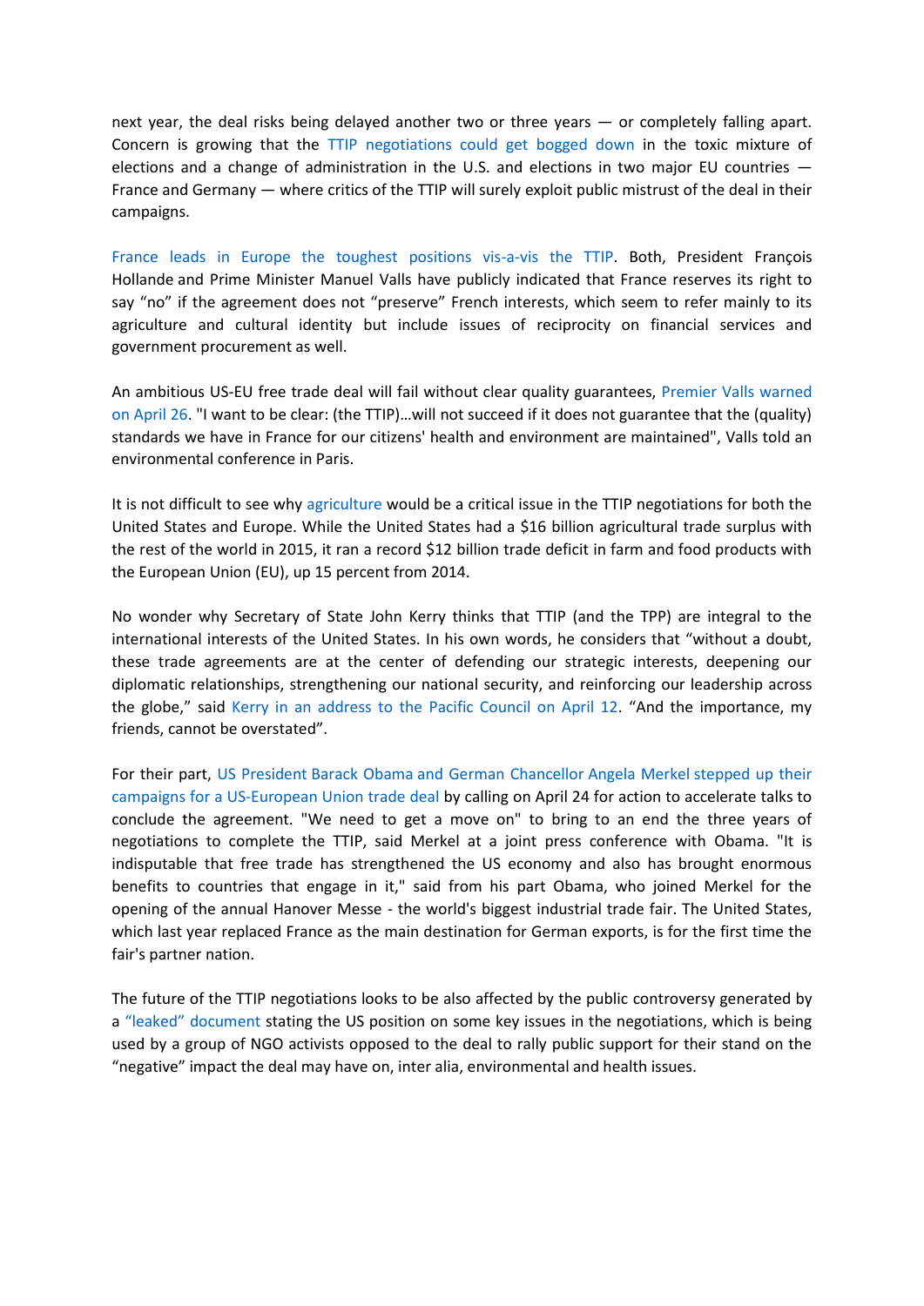next year, the deal risks being delayed another two or three years — or completely falling apart. Concern is growing that the TTIP negotiations could get bogged down in the toxic mixture of elections and a change of administration in the U.S. and elections in two major EU countries — France and Germany — where critics of the TTIP will surely exploit public mistrust of the deal in their campaigns.

France leads in Europe the toughest positions vis-a-vis the TTIP. Both, President François Hollande and Prime Minister Manuel Valls have publicly indicated that France reserves its right to say "no" if the agreement does not "preserve" French interests, which seem to refer mainly to its agriculture and cultural identity but include issues of reciprocity on financial services and government procurement as well.

An ambitious US-EU free trade deal will fail without clear quality guarantees, Premier Valls warned on April 26. "I want to be clear: (the TTIP)…will not succeed if it does not guarantee that the (quality) standards we have in France for our citizens' health and environment are maintained", Valls told an environmental conference in Paris.

It is not difficult to see why agriculture would be a critical issue in the TTIP negotiations for both the United States and Europe. While the United States had a $16 billion agricultural trade surplus with the rest of the world in 2015, it ran a record $12 billion trade deficit in farm and food products with the European Union (EU), up 15 percent from 2014.

No wonder why Secretary of State John Kerry thinks that TTIP (and the TPP) are integral to the international interests of the United States. In his own words, he considers that "without a doubt, these trade agreements are at the center of defending our strategic interests, deepening our diplomatic relationships, strengthening our national security, and reinforcing our leadership across the globe," said Kerry in an address to the Pacific Council on April 12. "And the importance, my friends, cannot be overstated".

For their part, US President Barack Obama and German Chancellor Angela Merkel stepped up their campaigns for a US-European Union trade deal by calling on April 24 for action to accelerate talks to conclude the agreement. "We need to get a move on" to bring to an end the three years of negotiations to complete the TTIP, said Merkel at a joint press conference with Obama. "It is indisputable that free trade has strengthened the US economy and also has brought enormous benefits to countries that engage in it," said from his part Obama, who joined Merkel for the opening of the annual Hanover Messe - the world's biggest industrial trade fair. The United States, which last year replaced France as the main destination for German exports, is for the first time the fair's partner nation.

The future of the TTIP negotiations looks to be also affected by the public controversy generated by a "leaked" document stating the US position on some key issues in the negotiations, which is being used by a group of NGO activists opposed to the deal to rally public support for their stand on the "negative" impact the deal may have on, inter alia, environmental and health issues.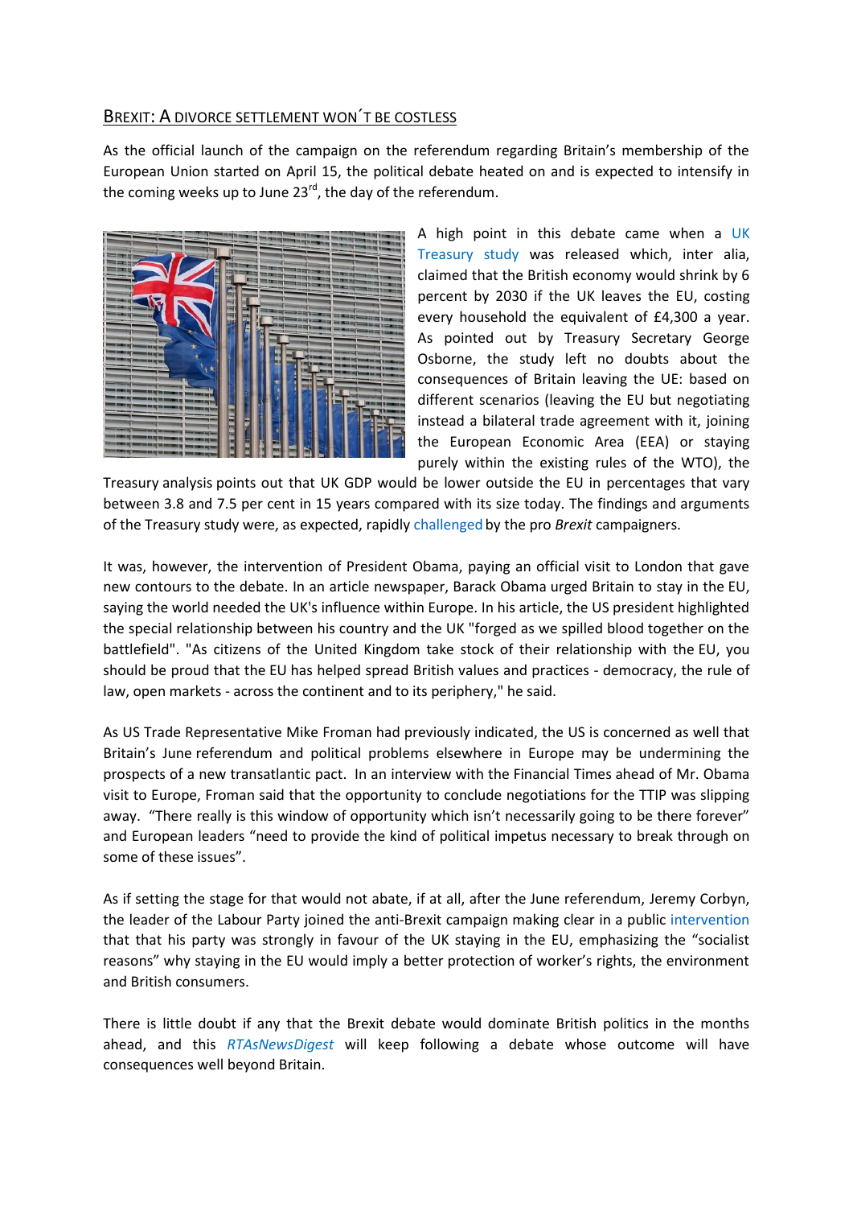## Brexit: A divorce settlement won´t be costless

As the official launch of the campaign on the referendum regarding Britain's membership of the European Union started on April 15, the political debate heated on and is expected to intensify in the coming weeks up to June 23rd, the day of the referendum.

A high point in this debate came when a UK Treasury study was released which, inter alia, claimed that the British economy would shrink by 6 percent by 2030 if the UK leaves the EU, costing every household the equivalent of £4,300 a year. As pointed out by Treasury Secretary George Osborne, the study left no doubts about the consequences of Britain leaving the UE: based on different scenarios (leaving the EU but negotiating instead a bilateral trade agreement with it, joining the European Economic Area (EEA) or staying purely within the existing rules of the WTO), the Treasury analysis points out that UK GDP would be lower outside the EU in percentages that vary between 3.8 and 7.5 per cent in 15 years compared with its size today. The findings and arguments of the Treasury study were, as expected, rapidly challenged by the pro *Brexit* campaigners.

It was, however, the intervention of President Obama, paying an official visit to London that gave new contours to the debate. In an article newspaper, Barack Obama urged Britain to stay in the EU, saying the world needed the UK's influence within Europe. In his article, the US president highlighted the special relationship between his country and the UK "forged as we spilled blood together on the battlefield". "As citizens of the United Kingdom take stock of their relationship with the EU, you should be proud that the EU has helped spread British values and practices - democracy, the rule of law, open markets - across the continent and to its periphery," he said.

As US Trade Representative Mike Froman had previously indicated, the US is concerned as well that Britain's June referendum and political problems elsewhere in Europe may be undermining the prospects of a new transatlantic pact. In an interview with the Financial Times ahead of Mr. Obama visit to Europe, Froman said that the opportunity to conclude negotiations for the TTIP was slipping away. "There really is this window of opportunity which isn't necessarily going to be there forever" and European leaders "need to provide the kind of political impetus necessary to break through on some of these issues".

As if setting the stage for that would not abate, if at all, after the June referendum, Jeremy Corbyn, the leader of the Labour Party joined the anti-Brexit campaign making clear in a public intervention that that his party was strongly in favour of the UK staying in the EU, emphasizing the "socialist reasons" why staying in the EU would imply a better protection of worker's rights, the environment and British consumers.

There is little doubt if any that the Brexit debate would dominate British politics in the months ahead, and this *RTAsNewsDigest* will keep following a debate whose outcome will have consequences well beyond Britain.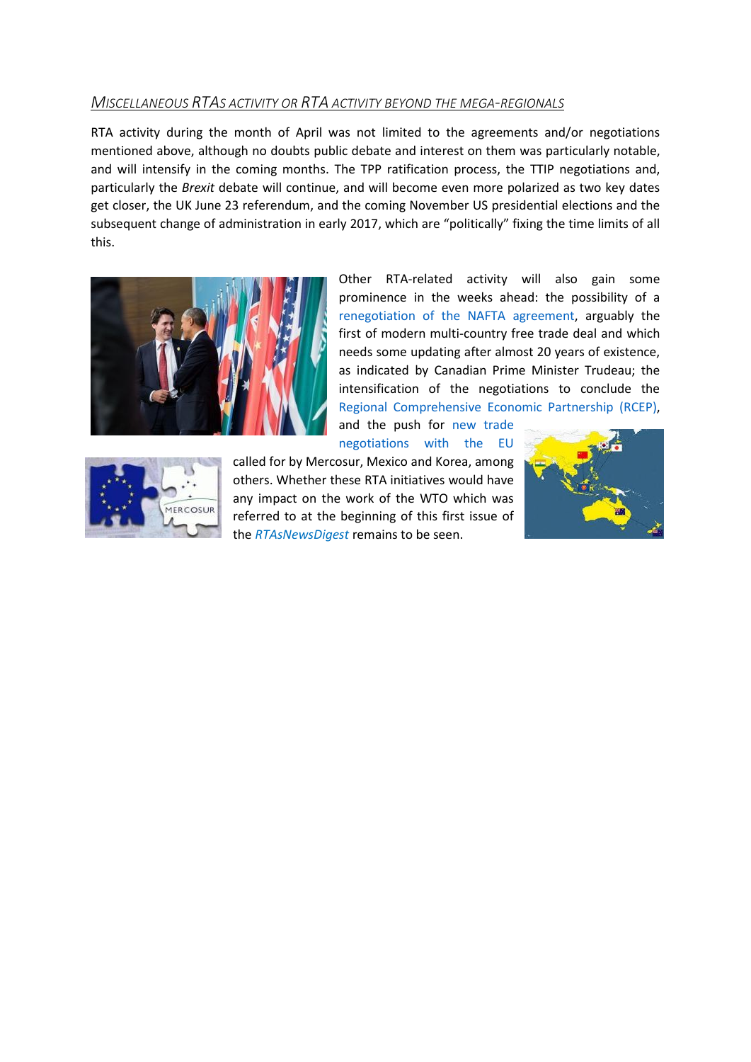## *MISCELLANEOUS RTAS ACTIVITY OR RTA ACTIVITY BEYOND THE MEGA-REGIONALS*

RTA activity during the month of April was not limited to the agreements and/or negotiations mentioned above, although no doubts public debate and interest on them was particularly notable, and will intensify in the coming months. The TPP ratification process, the TTIP negotiations and, particularly the *Brexit* debate will continue, and will become even more polarized as two key dates get closer, the UK June 23 referendum, and the coming November US presidential elections and the subsequent change of administration in early 2017, which are "politically" fixing the time limits of all this.

Other RTA-related activity will also gain some prominence in the weeks ahead: the possibility of a renegotiation of the NAFTA agreement, arguably the first of modern multi-country free trade deal and which needs some updating after almost 20 years of existence, as indicated by Canadian Prime Minister Trudeau; the intensification of the negotiations to conclude the Regional Comprehensive Economic Partnership (RCEP), and the push for new trade negotiations with the EU called for by Mercosur, Mexico and Korea, among others. Whether these RTA initiatives would have any impact on the work of the WTO which was referred to at the beginning of this first issue of the *RTAsNewsDigest* remains to be seen.